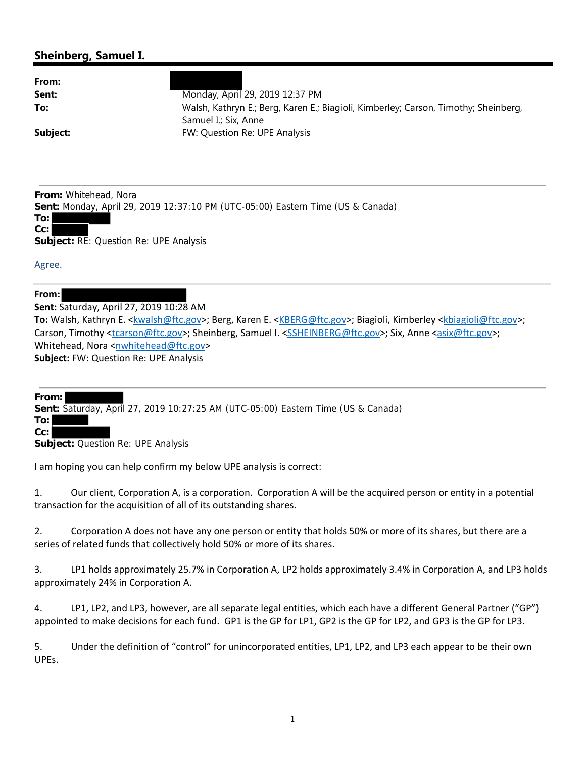## Sheinberg, Samuel I.

**From:**
**Sent:** Monday, April 29, 2019 12:37 PM
**To:** Walsh, Kathryn E.; Berg, Karen E.; Biagioli, Kimberley; Carson, Timothy; Sheinberg, Samuel I.; Six, Anne
**Subject:** FW: Question Re: UPE Analysis

---

**From:** Whitehead, Nora
**Sent:** Monday, April 29, 2019 12:37:10 PM (UTC-05:00) Eastern Time (US & Canada)
**To:**
**Cc:**
**Subject:** RE: Question Re: UPE Analysis

Agree.

---

**From:**
**Sent:** Saturday, April 27, 2019 10:28 AM
**To:** Walsh, Kathryn E. <kwalsh@ftc.gov>; Berg, Karen E. <KBERG@ftc.gov>; Biagioli, Kimberley <kbiagioli@ftc.gov>; Carson, Timothy <tcarson@ftc.gov>; Sheinberg, Samuel I. <SSHEINBERG@ftc.gov>; Six, Anne <asix@ftc.gov>; Whitehead, Nora <nwhitehead@ftc.gov>
**Subject:** FW: Question Re: UPE Analysis

---

**From:**
**Sent:** Saturday, April 27, 2019 10:27:25 AM (UTC-05:00) Eastern Time (US & Canada)
**To:**
**Cc:**
**Subject:** Question Re: UPE Analysis

I am hoping you can help confirm my below UPE analysis is correct:

1. Our client, Corporation A, is a corporation. Corporation A will be the acquired person or entity in a potential transaction for the acquisition of all of its outstanding shares.

2. Corporation A does not have any one person or entity that holds 50% or more of its shares, but there are a series of related funds that collectively hold 50% or more of its shares.

3. LP1 holds approximately 25.7% in Corporation A, LP2 holds approximately 3.4% in Corporation A, and LP3 holds approximately 24% in Corporation A.

4. LP1, LP2, and LP3, however, are all separate legal entities, which each have a different General Partner ("GP") appointed to make decisions for each fund. GP1 is the GP for LP1, GP2 is the GP for LP2, and GP3 is the GP for LP3.

5. Under the definition of "control" for unincorporated entities, LP1, LP2, and LP3 each appear to be their own UPEs.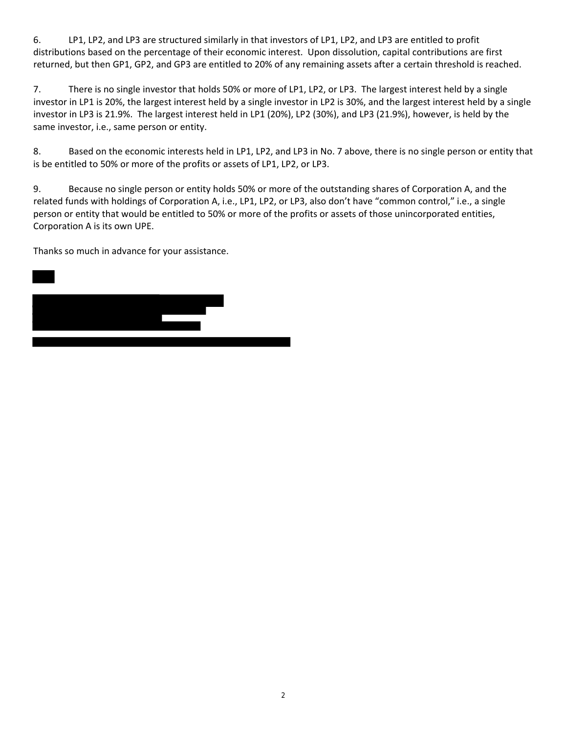6. LP1, LP2, and LP3 are structured similarly in that investors of LP1, LP2, and LP3 are entitled to profit distributions based on the percentage of their economic interest. Upon dissolution, capital contributions are first returned, but then GP1, GP2, and GP3 are entitled to 20% of any remaining assets after a certain threshold is reached.

7. There is no single investor that holds 50% or more of LP1, LP2, or LP3. The largest interest held by a single investor in LP1 is 20%, the largest interest held by a single investor in LP2 is 30%, and the largest interest held by a single investor in LP3 is 21.9%. The largest interest held in LP1 (20%), LP2 (30%), and LP3 (21.9%), however, is held by the same investor, i.e., same person or entity.

8. Based on the economic interests held in LP1, LP2, and LP3 in No. 7 above, there is no single person or entity that is be entitled to 50% or more of the profits or assets of LP1, LP2, or LP3.

9. Because no single person or entity holds 50% or more of the outstanding shares of Corporation A, and the related funds with holdings of Corporation A, i.e., LP1, LP2, or LP3, also don't have "common control," i.e., a single person or entity that would be entitled to 50% or more of the profits or assets of those unincorporated entities, Corporation A is its own UPE.

Thanks so much in advance for your assistance.